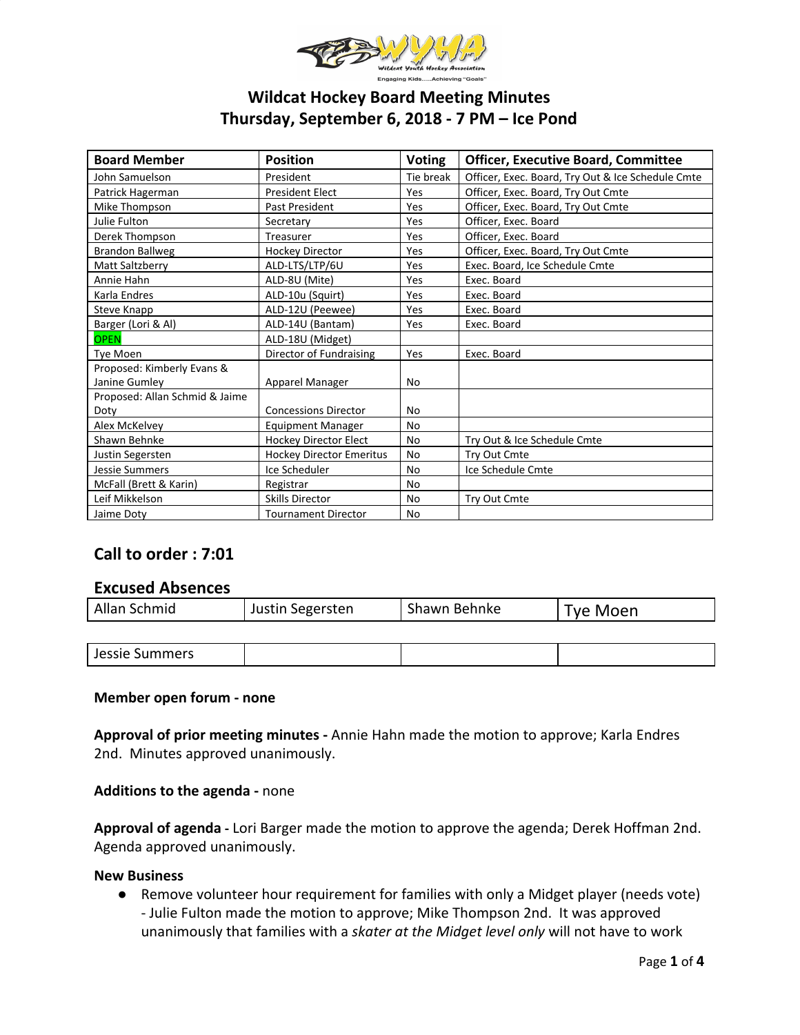# Wildcat Hockey Board Meeting Minutes
## Thursday, September 6, 2018 - 7 PM – Ice Pond

| Board Member | Position | Voting | Officer, Executive Board, Committee |
|---|---|---|---|
| John Samuelson | President | Tie break | Officer, Exec. Board, Try Out & Ice Schedule Cmte |
| Patrick Hagerman | President Elect | Yes | Officer, Exec. Board, Try Out Cmte |
| Mike Thompson | Past President | Yes | Officer, Exec. Board, Try Out Cmte |
| Julie Fulton | Secretary | Yes | Officer, Exec. Board |
| Derek Thompson | Treasurer | Yes | Officer, Exec. Board |
| Brandon Ballweg | Hockey Director | Yes | Officer, Exec. Board, Try Out Cmte |
| Matt Saltzberry | ALD-LTS/LTP/6U | Yes | Exec. Board, Ice Schedule Cmte |
| Annie Hahn | ALD-8U (Mite) | Yes | Exec. Board |
| Karla Endres | ALD-10u (Squirt) | Yes | Exec. Board |
| Steve Knapp | ALD-12U (Peewee) | Yes | Exec. Board |
| Barger (Lori & Al) | ALD-14U (Bantam) | Yes | Exec. Board |
| OPEN | ALD-18U (Midget) | | |
| Tye Moen | Director of Fundraising | Yes | Exec. Board |
| Proposed: Kimberly Evans & Janine Gumley | Apparel Manager | No | |
| Proposed: Allan Schmid & Jaime Doty | Concessions Director | No | |
| Alex McKelvey | Equipment Manager | No | |
| Shawn Behnke | Hockey Director Elect | No | Try Out & Ice Schedule Cmte |
| Justin Segersten | Hockey Director Emeritus | No | Try Out Cmte |
| Jessie Summers | Ice Scheduler | No | Ice Schedule Cmte |
| McFall (Brett & Karin) | Registrar | No | |
| Leif Mikkelson | Skills Director | No | Try Out Cmte |
| Jaime Doty | Tournament Director | No | |

## Call to order : 7:01

## Excused Absences

| | | | |
|---|---|---|---|
| Allan Schmid | Justin Segersten | Shawn Behnke | Tye Moen |
| Jessie Summers | | | |

**Member open forum - none**

**Approval of prior meeting minutes -** Annie Hahn made the motion to approve; Karla Endres 2nd. Minutes approved unanimously.

**Additions to the agenda -** none

**Approval of agenda -** Lori Barger made the motion to approve the agenda; Derek Hoffman 2nd. Agenda approved unanimously.

**New Business**

- Remove volunteer hour requirement for families with only a Midget player (needs vote) - Julie Fulton made the motion to approve; Mike Thompson 2nd. It was approved unanimously that families with a *skater at the Midget level only* will not have to work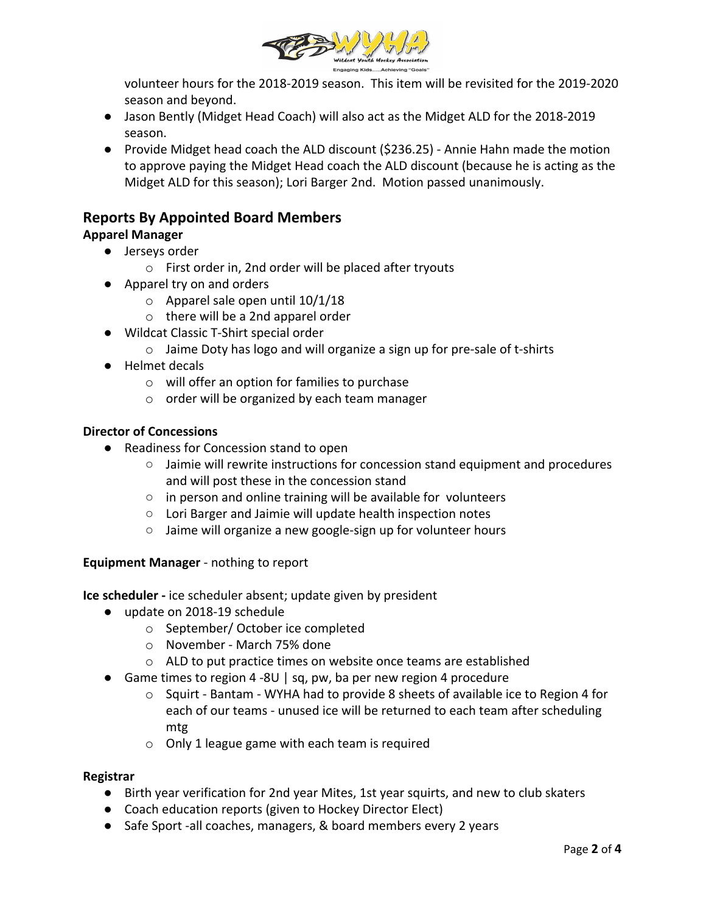volunteer hours for the 2018-2019 season. This item will be revisited for the 2019-2020 season and beyond.

- Jason Bently (Midget Head Coach) will also act as the Midget ALD for the 2018-2019 season.
- Provide Midget head coach the ALD discount ($236.25) - Annie Hahn made the motion to approve paying the Midget Head coach the ALD discount (because he is acting as the Midget ALD for this season); Lori Barger 2nd. Motion passed unanimously.

## Reports By Appointed Board Members

**Apparel Manager**

- Jerseys order
  - First order in, 2nd order will be placed after tryouts
- Apparel try on and orders
  - Apparel sale open until 10/1/18
  - there will be a 2nd apparel order
- Wildcat Classic T-Shirt special order
  - Jaime Doty has logo and will organize a sign up for pre-sale of t-shirts
- Helmet decals
  - will offer an option for families to purchase
  - order will be organized by each team manager

**Director of Concessions**

- Readiness for Concession stand to open
  - Jaimie will rewrite instructions for concession stand equipment and procedures and will post these in the concession stand
  - in person and online training will be available for volunteers
  - Lori Barger and Jaimie will update health inspection notes
  - Jaime will organize a new google-sign up for volunteer hours

**Equipment Manager** - nothing to report

**Ice scheduler -** ice scheduler absent; update given by president

- update on 2018-19 schedule
  - September/ October ice completed
  - November - March 75% done
  - ALD to put practice times on website once teams are established
- Game times to region 4 -8U | sq, pw, ba per new region 4 procedure
  - Squirt - Bantam - WYHA had to provide 8 sheets of available ice to Region 4 for each of our teams - unused ice will be returned to each team after scheduling mtg
  - Only 1 league game with each team is required

**Registrar**

- Birth year verification for 2nd year Mites, 1st year squirts, and new to club skaters
- Coach education reports (given to Hockey Director Elect)
- Safe Sport -all coaches, managers, & board members every 2 years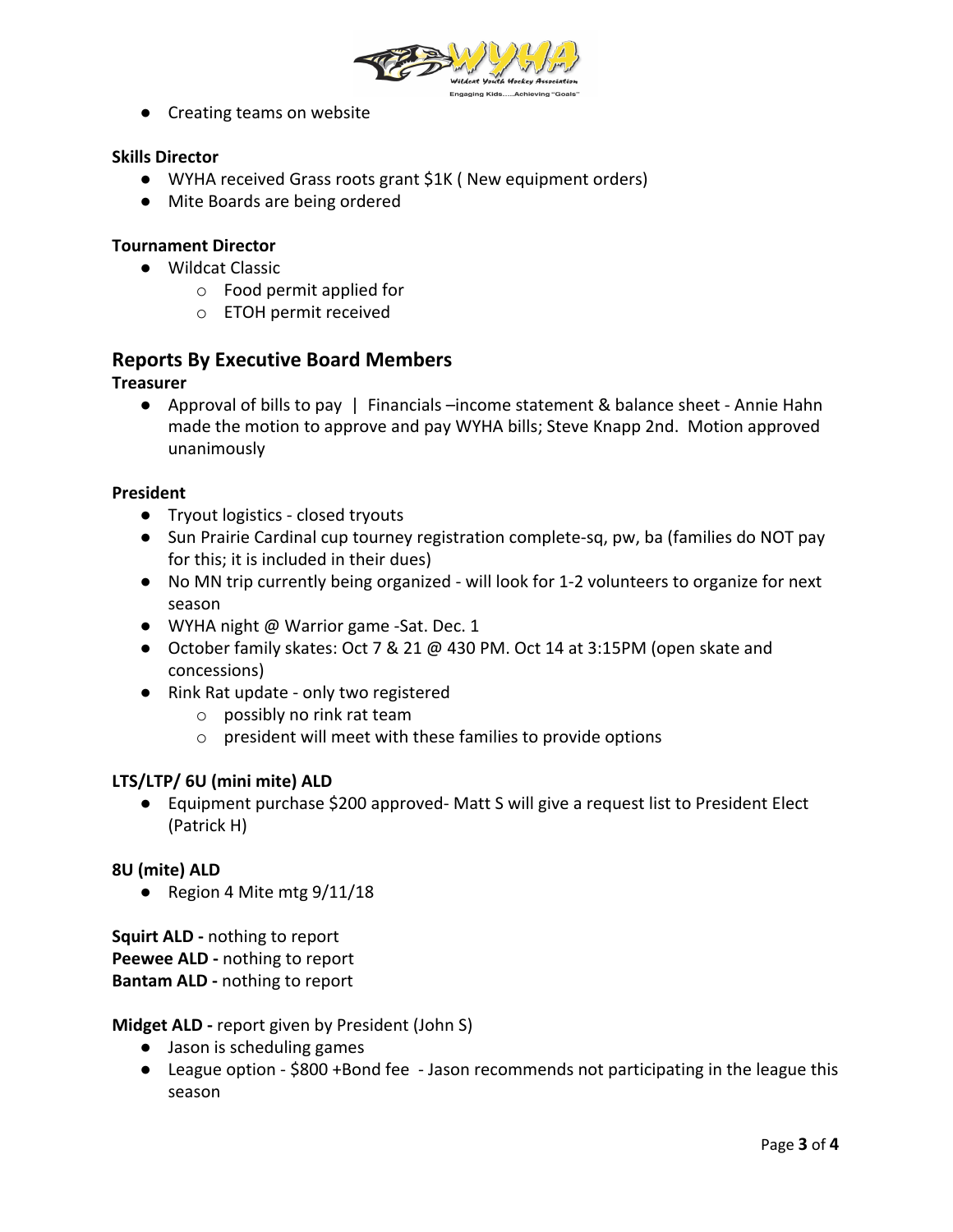- Creating teams on website

**Skills Director**

- WYHA received Grass roots grant $1K ( New equipment orders)
- Mite Boards are being ordered

**Tournament Director**

- Wildcat Classic
    - Food permit applied for
    - ETOH permit received

## Reports By Executive Board Members

**Treasurer**

- Approval of bills to pay | Financials –income statement & balance sheet - Annie Hahn made the motion to approve and pay WYHA bills; Steve Knapp 2nd. Motion approved unanimously

**President**

- Tryout logistics - closed tryouts
- Sun Prairie Cardinal cup tourney registration complete-sq, pw, ba (families do NOT pay for this; it is included in their dues)
- No MN trip currently being organized - will look for 1-2 volunteers to organize for next season
- WYHA night @ Warrior game -Sat. Dec. 1
- October family skates: Oct 7 & 21 @ 430 PM. Oct 14 at 3:15PM (open skate and concessions)
- Rink Rat update - only two registered
    - possibly no rink rat team
    - president will meet with these families to provide options

**LTS/LTP/ 6U (mini mite) ALD**

- Equipment purchase $200 approved- Matt S will give a request list to President Elect (Patrick H)

**8U (mite) ALD**

- Region 4 Mite mtg 9/11/18

**Squirt ALD -** nothing to report
**Peewee ALD -** nothing to report
**Bantam ALD -** nothing to report

**Midget ALD -** report given by President (John S)

- Jason is scheduling games
- League option - $800 +Bond fee - Jason recommends not participating in the league this season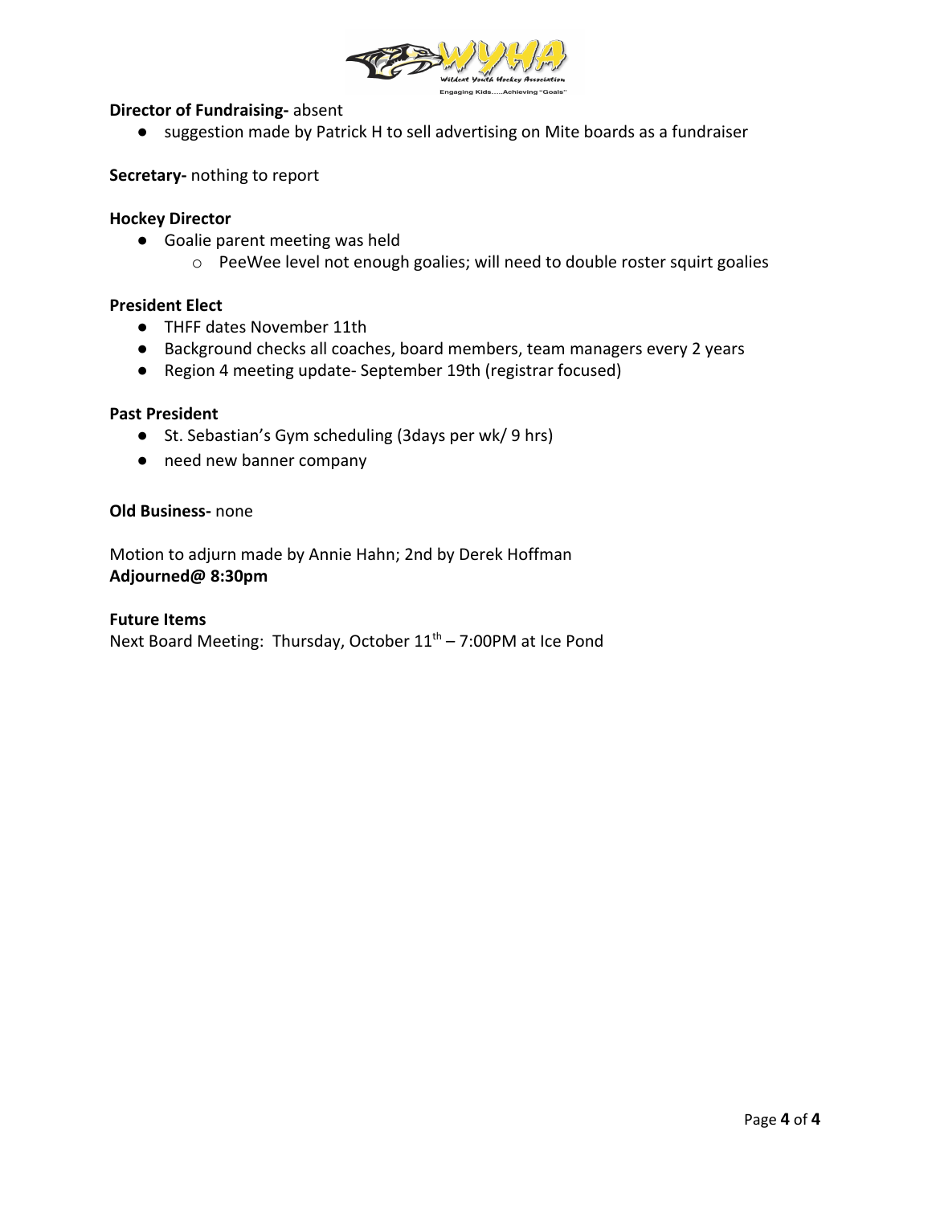**Director of Fundraising-** absent

- suggestion made by Patrick H to sell advertising on Mite boards as a fundraiser

**Secretary-** nothing to report

**Hockey Director**

- Goalie parent meeting was held
  - PeeWee level not enough goalies; will need to double roster squirt goalies

**President Elect**

- THFF dates November 11th
- Background checks all coaches, board members, team managers every 2 years
- Region 4 meeting update- September 19th (registrar focused)

**Past President**

- St. Sebastian's Gym scheduling (3days per wk/ 9 hrs)
- need new banner company

**Old Business-** none

Motion to adjurn made by Annie Hahn; 2nd by Derek Hoffman
**Adjourned@ 8:30pm**

**Future Items**
Next Board Meeting: Thursday, October 11th – 7:00PM at Ice Pond